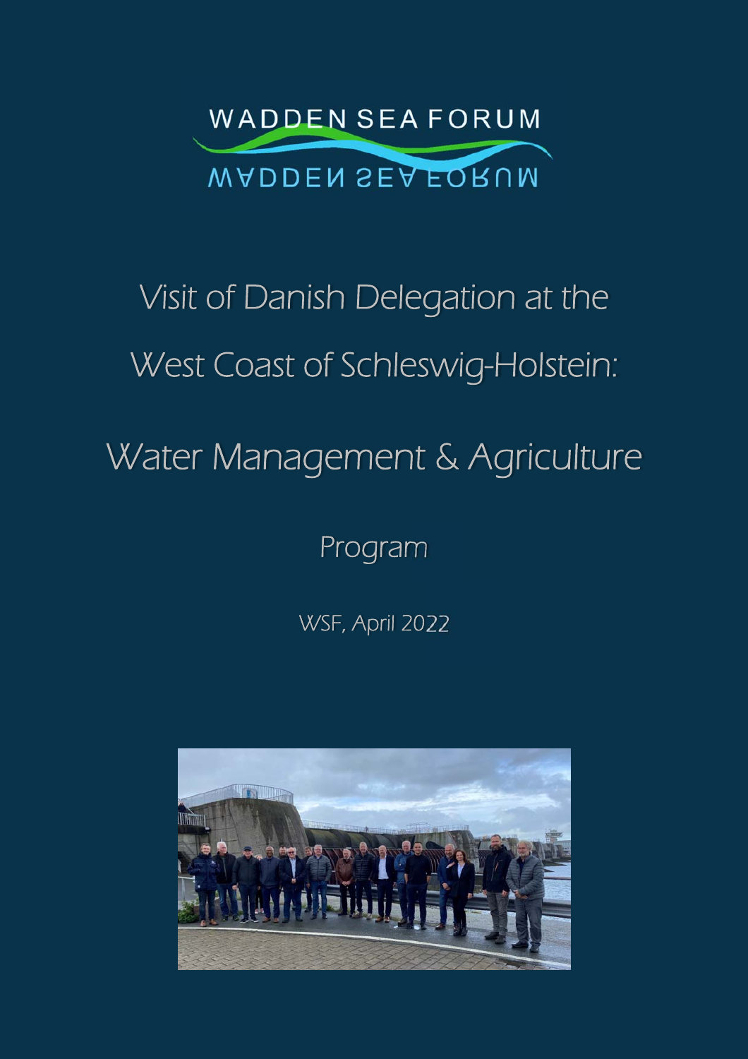WADDEN SEA FORUM

# Visit of Danish Delegation at the West Coast of Schleswig-Holstein:

# Water Management & Agriculture

## Program

WSF, April 2022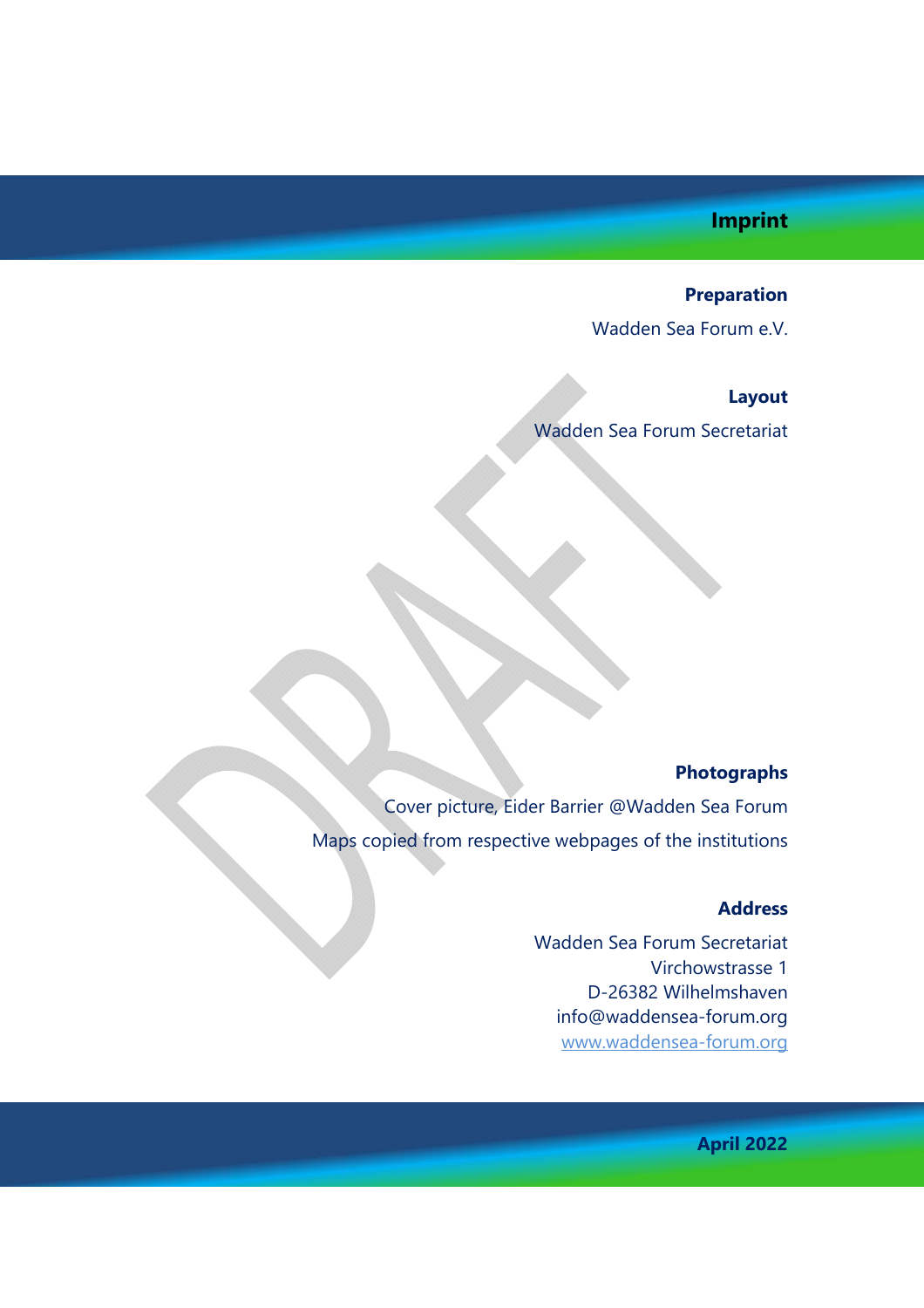# Imprint

**Preparation**

Wadden Sea Forum e.V.

**Layout**

Wadden Sea Forum Secretariat

**Photographs**

Cover picture, Eider Barrier @Wadden Sea Forum

Maps copied from respective webpages of the institutions

**Address**

Wadden Sea Forum Secretariat
Virchowstrasse 1
D-26382 Wilhelmshaven
info@waddensea-forum.org
www.waddensea-forum.org

**April 2022**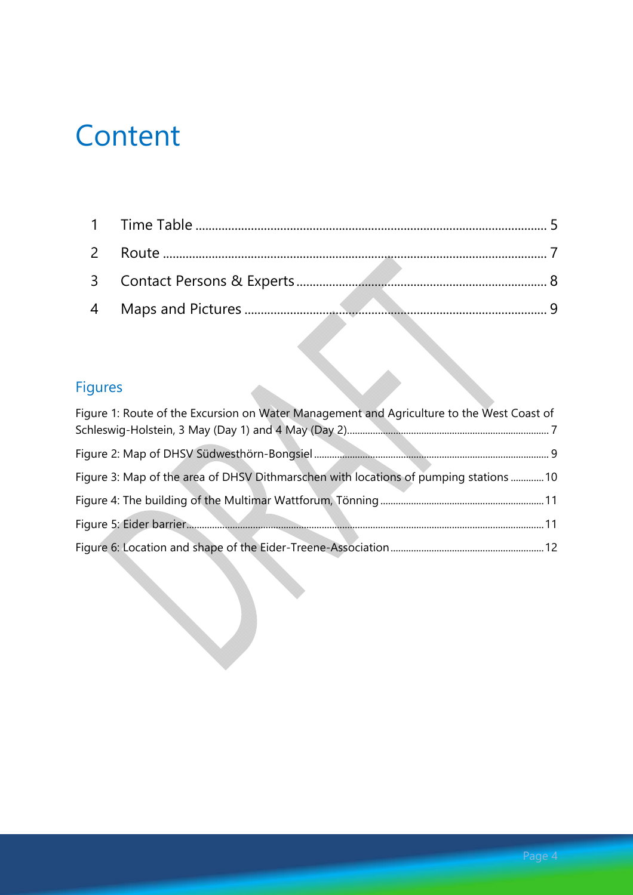# Content

1 Time Table ........................................................................................................ 5

2 Route .................................................................................................................. 7

3 Contact Persons & Experts ................................................................................ 8

4 Maps and Pictures .............................................................................................. 9

## Figures

Figure 1: Route of the Excursion on Water Management and Agriculture to the West Coast of Schleswig-Holstein, 3 May (Day 1) and 4 May (Day 2)........................................................ 7

Figure 2: Map of DHSV Südwesthörn-Bongsiel .................................................................... 9

Figure 3: Map of the area of DHSV Dithmarschen with locations of pumping stations ............10

Figure 4: The building of the Multimar Wattforum, Tönning ...............................................11

Figure 5: Eider barrier...........................................................................................................11

Figure 6: Location and shape of the Eider-Treene-Association ...........................................12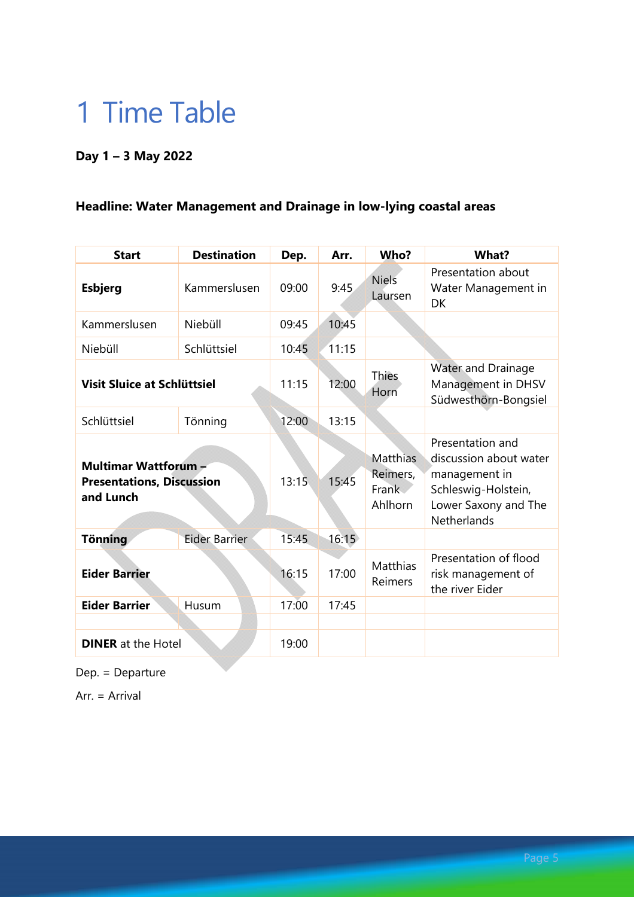# 1 Time Table

**Day 1 – 3 May 2022**

**Headline: Water Management and Drainage in low-lying coastal areas**

| Start | Destination | Dep. | Arr. | Who? | What? |
|---|---|---|---|---|---|
| **Esbjerg** | Kammerslusen | 09:00 | 9:45 | Niels Laursen | Presentation about Water Management in DK |
| Kammerslusen | Niebüll | 09:45 | 10:45 | | |
| Niebüll | Schlüttsiel | 10:45 | 11:15 | | |
| **Visit Sluice at Schlüttsiel** | | 11:15 | 12:00 | Thies Horn | Water and Drainage Management in DHSV Südwesthörn-Bongsiel |
| Schlüttsiel | Tönning | 12:00 | 13:15 | | |
| **Multimar Wattforum – Presentations, Discussion and Lunch** | | 13:15 | 15:45 | Matthias Reimers, Frank Ahlhorn | Presentation and discussion about water management in Schleswig-Holstein, Lower Saxony and The Netherlands |
| **Tönning** | Eider Barrier | 15:45 | 16:15 | | |
| **Eider Barrier** | | 16:15 | 17:00 | Matthias Reimers | Presentation of flood risk management of the river Eider |
| **Eider Barrier** | Husum | 17:00 | 17:45 | | |
| | | | | | |
| **DINER** at the Hotel | | 19:00 | | | |

Dep. = Departure

Arr. = Arrival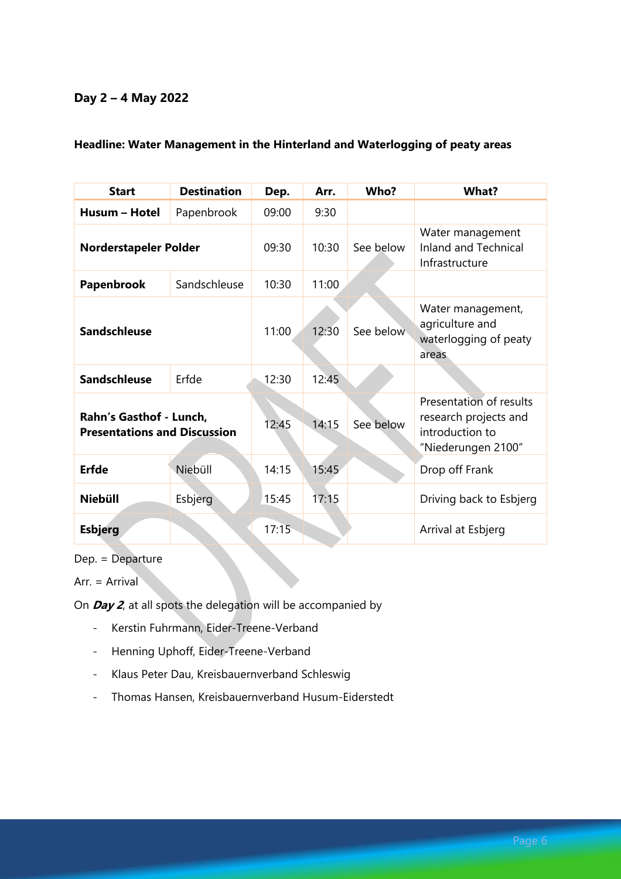### Day 2 – 4 May 2022

**Headline: Water Management in the Hinterland and Waterlogging of peaty areas**

| Start | Destination | Dep. | Arr. | Who? | What? |
|---|---|---|---|---|---|
| **Husum – Hotel** | Papenbrook | 09:00 | 9:30 | | |
| **Norderstapeler Polder** | | 09:30 | 10:30 | See below | Water management Inland and Technical Infrastructure |
| **Papenbrook** | Sandschleuse | 10:30 | 11:00 | | |
| **Sandschleuse** | | 11:00 | 12:30 | See below | Water management, agriculture and waterlogging of peaty areas |
| **Sandschleuse** | Erfde | 12:30 | 12:45 | | |
| **Rahn's Gasthof - Lunch, Presentations and Discussion** | | 12:45 | 14:15 | See below | Presentation of results research projects and introduction to "Niederungen 2100" |
| **Erfde** | Niebüll | 14:15 | 15:45 | | Drop off Frank |
| **Niebüll** | Esbjerg | 15:45 | 17:15 | | Driving back to Esbjerg |
| **Esbjerg** | | 17:15 | | | Arrival at Esbjerg |

Dep. = Departure

Arr. = Arrival

On ***Day 2***, at all spots the delegation will be accompanied by

- Kerstin Fuhrmann, Eider-Treene-Verband
- Henning Uphoff, Eider-Treene-Verband
- Klaus Peter Dau, Kreisbauernverband Schleswig
- Thomas Hansen, Kreisbauernverband Husum-Eiderstedt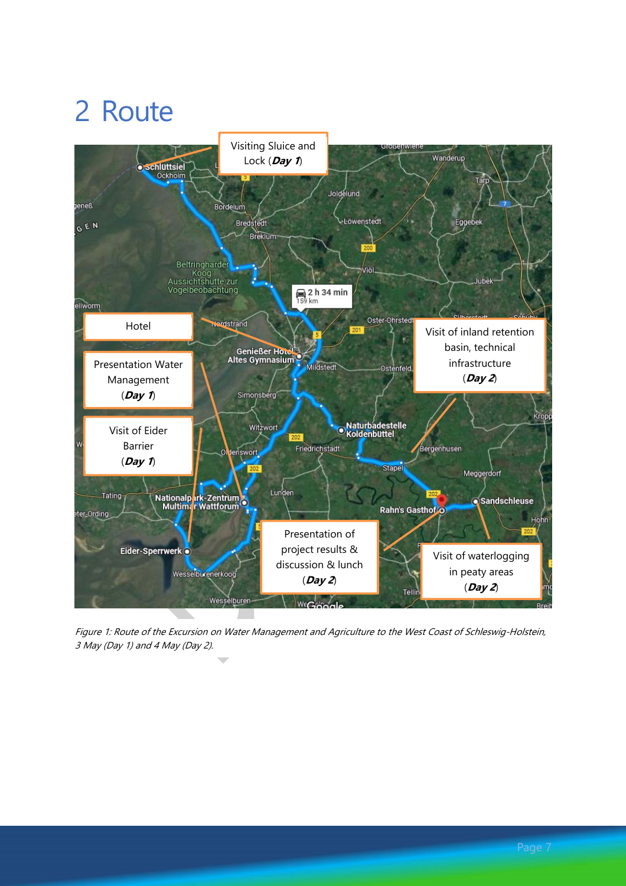# 2 Route

Visiting Sluice and Lock (***Day 1***)

Hotel

Presentation Water Management (***Day 1***)

Visit of Eider Barrier (***Day 1***)

Visit of inland retention basin, technical infrastructure (***Day 2***)

Presentation of project results & discussion & lunch (***Day 2***)

Visit of waterlogging in peaty areas (***Day 2***)

*Figure 1: Route of the Excursion on Water Management and Agriculture to the West Coast of Schleswig-Holstein, 3 May (Day 1) and 4 May (Day 2).*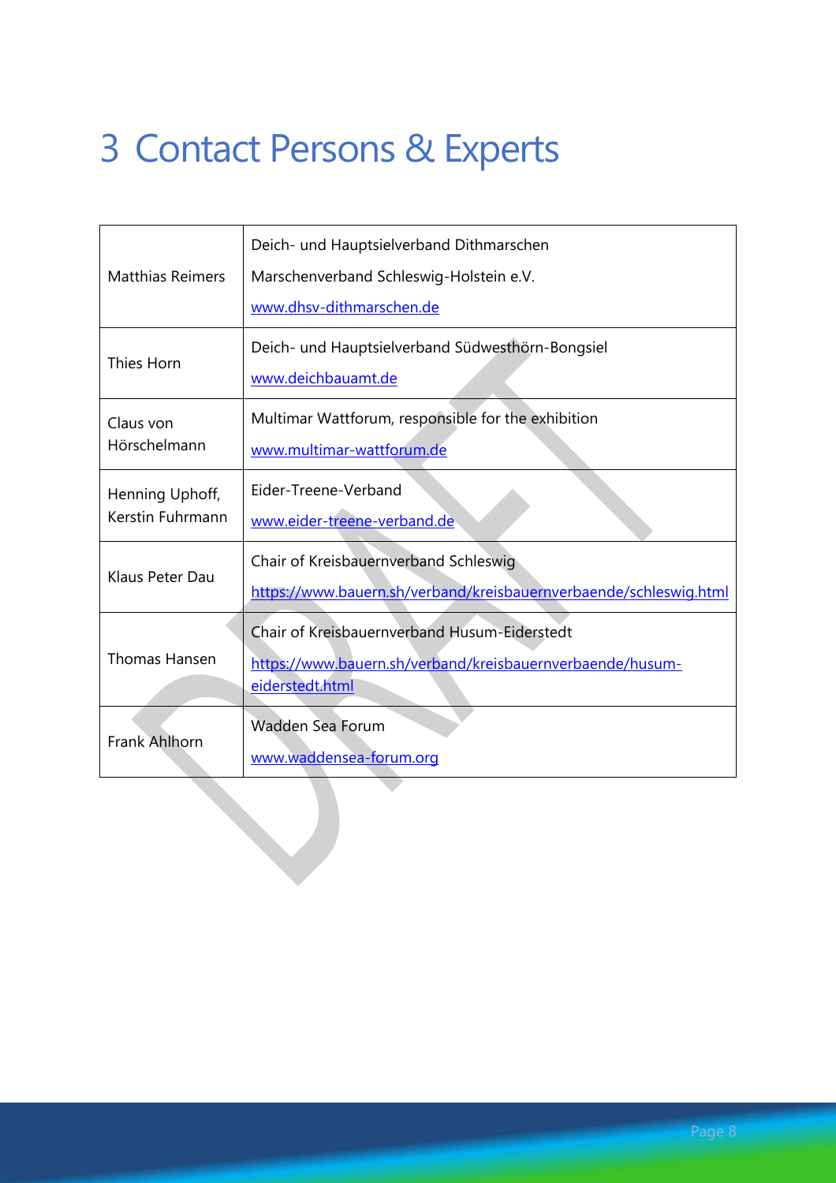# 3 Contact Persons & Experts

| | |
|---|---|
| Matthias Reimers | Deich- und Hauptsielverband Dithmarschen<br>Marschenverband Schleswig-Holstein e.V.<br>www.dhsv-dithmarschen.de |
| Thies Horn | Deich- und Hauptsielverband Südwesthörn-Bongsiel<br>www.deichbauamt.de |
| Claus von Hörschelmann | Multimar Wattforum, responsible for the exhibition<br>www.multimar-wattforum.de |
| Henning Uphoff, Kerstin Fuhrmann | Eider-Treene-Verband<br>www.eider-treene-verband.de |
| Klaus Peter Dau | Chair of Kreisbauernverband Schleswig<br>https://www.bauern.sh/verband/kreisbauernverbaende/schleswig.html |
| Thomas Hansen | Chair of Kreisbauernverband Husum-Eiderstedt<br>https://www.bauern.sh/verband/kreisbauernverbaende/husum-eiderstedt.html |
| Frank Ahlhorn | Wadden Sea Forum<br>www.waddensea-forum.org |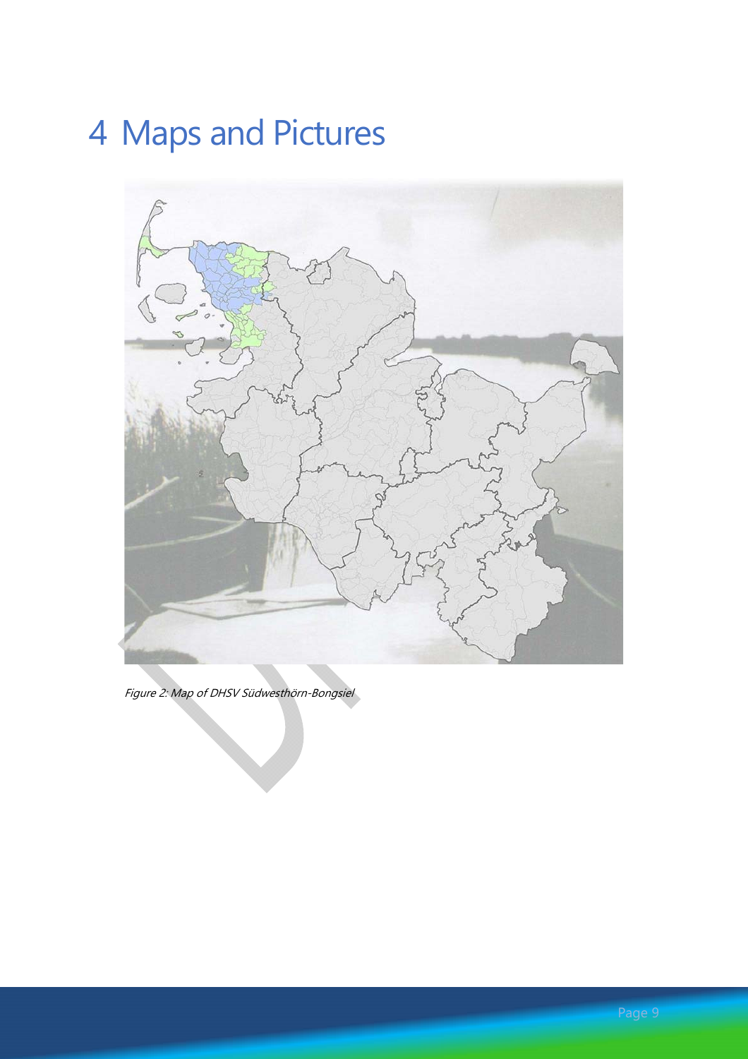# 4 Maps and Pictures

*Figure 2: Map of DHSV Südwesthörn-Bongsiel*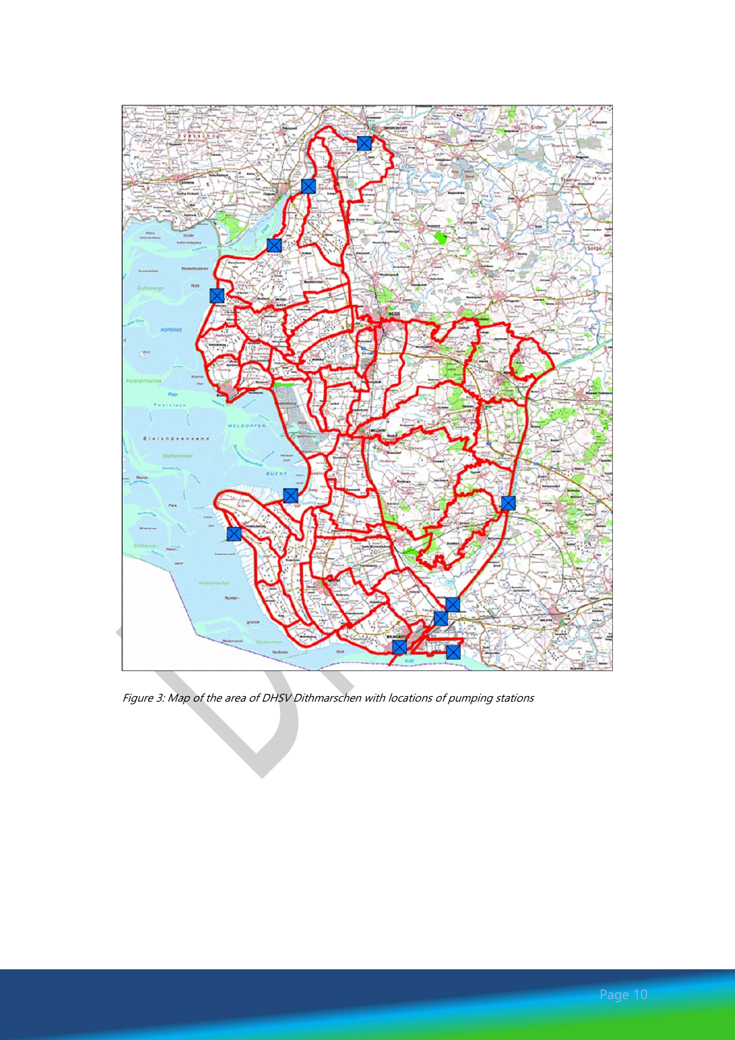*Figure 3: Map of the area of DHSV Dithmarschen with locations of pumping stations*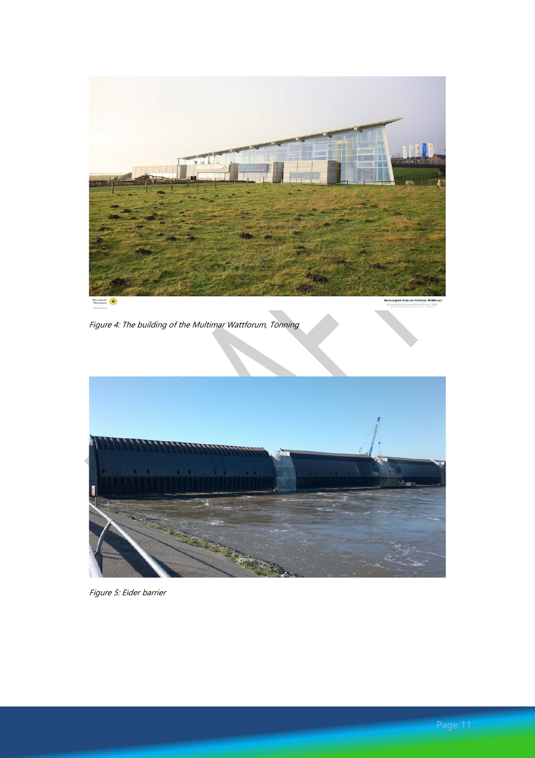Figure 4: The building of the Multimar Wattforum, Tönning

Figure 5: Eider barrier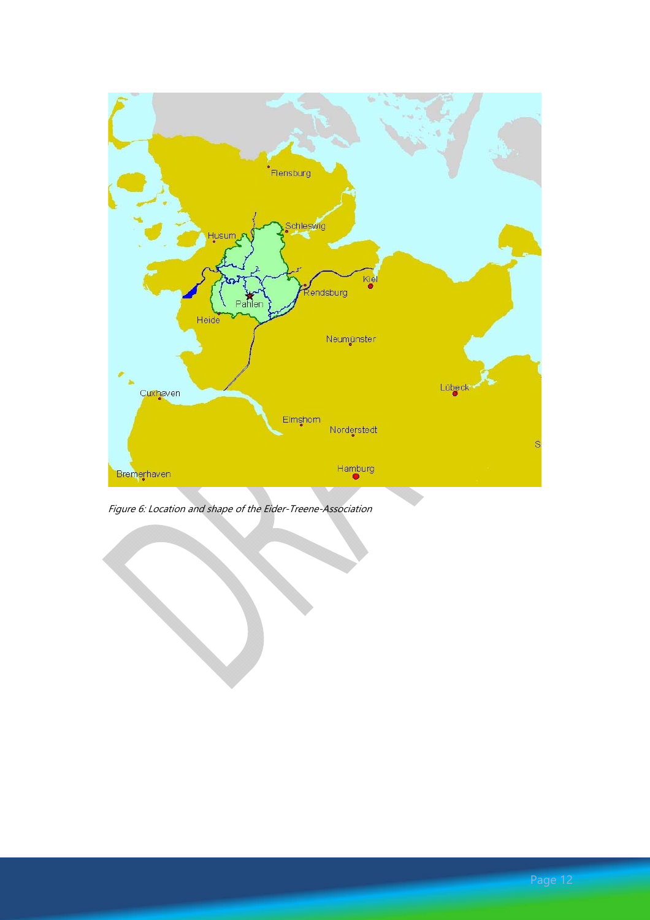Figure 6: Location and shape of the Eider-Treene-Association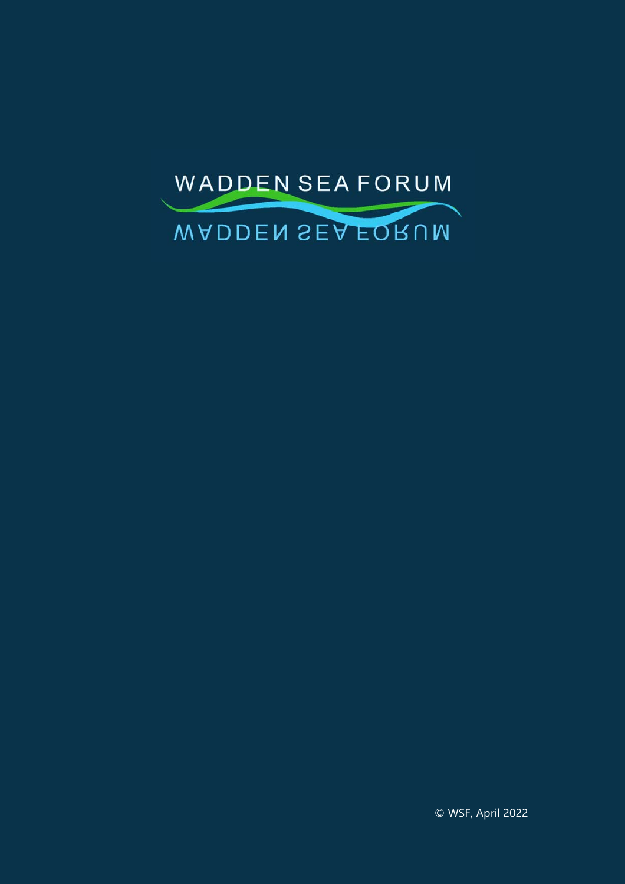WADDEN SEA FORUM

© WSF, April 2022